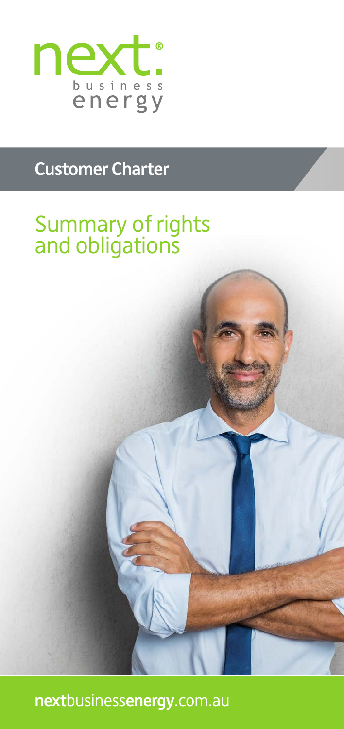next® business energy

# Customer Charter

## Summary of rights and obligations

**next**business**energy**.com.au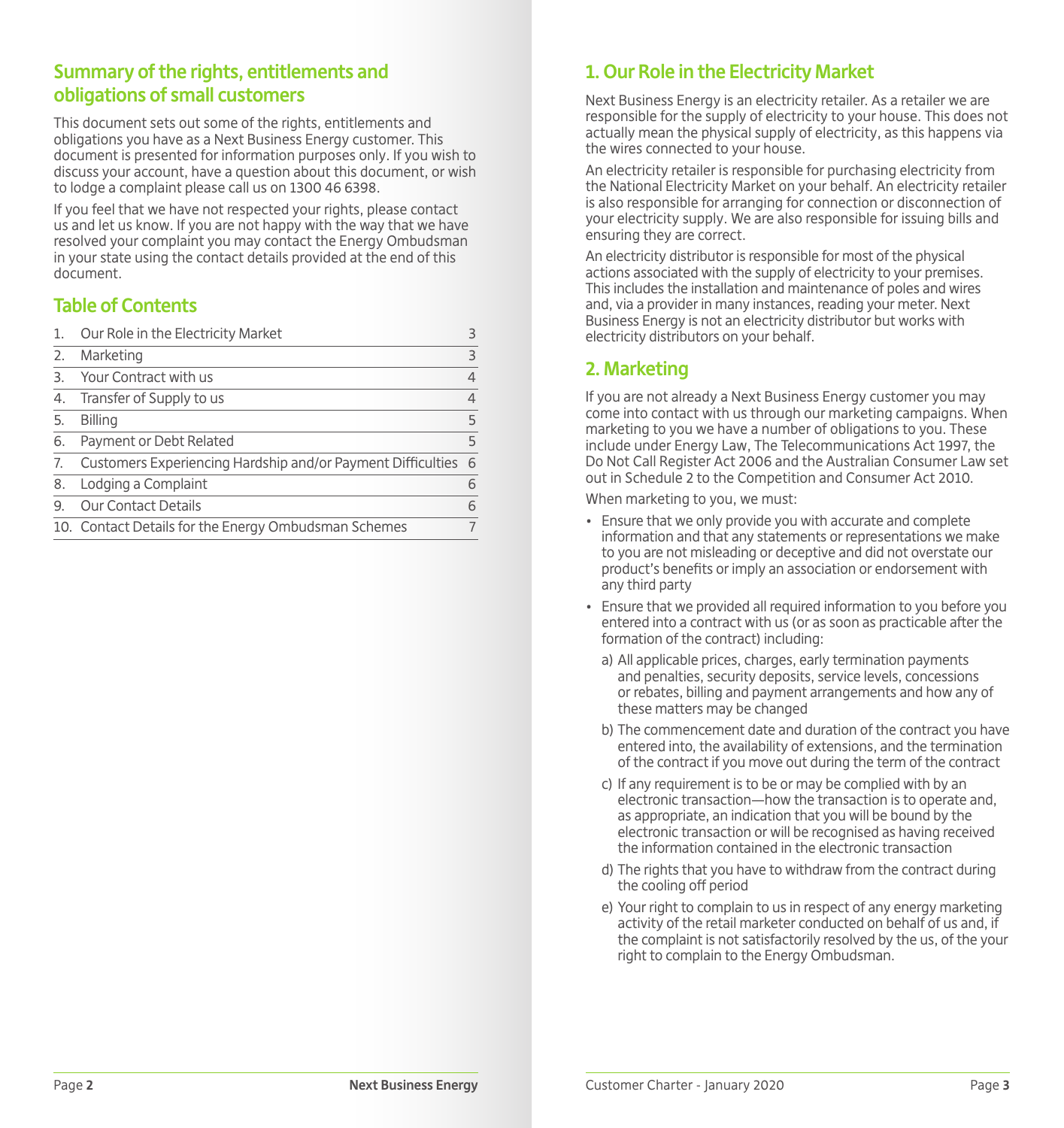## Summary of the rights, entitlements and obligations of small customers

This document sets out some of the rights, entitlements and obligations you have as a Next Business Energy customer. This document is presented for information purposes only. If you wish to discuss your account, have a question about this document, or wish to lodge a complaint please call us on 1300 46 6398.

If you feel that we have not respected your rights, please contact us and let us know. If you are not happy with the way that we have resolved your complaint you may contact the Energy Ombudsman in your state using the contact details provided at the end of this document.

## Table of Contents

| | | |
|---|---|---|
| 1. | Our Role in the Electricity Market | 3 |
| 2. | Marketing | 3 |
| 3. | Your Contract with us | 4 |
| 4. | Transfer of Supply to us | 4 |
| 5. | Billing | 5 |
| 6. | Payment or Debt Related | 5 |
| 7. | Customers Experiencing Hardship and/or Payment Difficulties | 6 |
| 8. | Lodging a Complaint | 6 |
| 9. | Our Contact Details | 6 |
| 10. | Contact Details for the Energy Ombudsman Schemes | 7 |

## 1. Our Role in the Electricity Market

Next Business Energy is an electricity retailer. As a retailer we are responsible for the supply of electricity to your house. This does not actually mean the physical supply of electricity, as this happens via the wires connected to your house.

An electricity retailer is responsible for purchasing electricity from the National Electricity Market on your behalf. An electricity retailer is also responsible for arranging for connection or disconnection of your electricity supply. We are also responsible for issuing bills and ensuring they are correct.

An electricity distributor is responsible for most of the physical actions associated with the supply of electricity to your premises. This includes the installation and maintenance of poles and wires and, via a provider in many instances, reading your meter. Next Business Energy is not an electricity distributor but works with electricity distributors on your behalf.

## 2. Marketing

If you are not already a Next Business Energy customer you may come into contact with us through our marketing campaigns. When marketing to you we have a number of obligations to you. These include under Energy Law, The Telecommunications Act 1997, the Do Not Call Register Act 2006 and the Australian Consumer Law set out in Schedule 2 to the Competition and Consumer Act 2010.

When marketing to you, we must:

- Ensure that we only provide you with accurate and complete information and that any statements or representations we make to you are not misleading or deceptive and did not overstate our product's benefits or imply an association or endorsement with any third party
- Ensure that we provided all required information to you before you entered into a contract with us (or as soon as practicable after the formation of the contract) including:
  a) All applicable prices, charges, early termination payments and penalties, security deposits, service levels, concessions or rebates, billing and payment arrangements and how any of these matters may be changed
  b) The commencement date and duration of the contract you have entered into, the availability of extensions, and the termination of the contract if you move out during the term of the contract
  c) If any requirement is to be or may be complied with by an electronic transaction—how the transaction is to operate and, as appropriate, an indication that you will be bound by the electronic transaction or will be recognised as having received the information contained in the electronic transaction
  d) The rights that you have to withdraw from the contract during the cooling off period
  e) Your right to complain to us in respect of any energy marketing activity of the retail marketer conducted on behalf of us and, if the complaint is not satisfactorily resolved by the us, of the your right to complain to the Energy Ombudsman.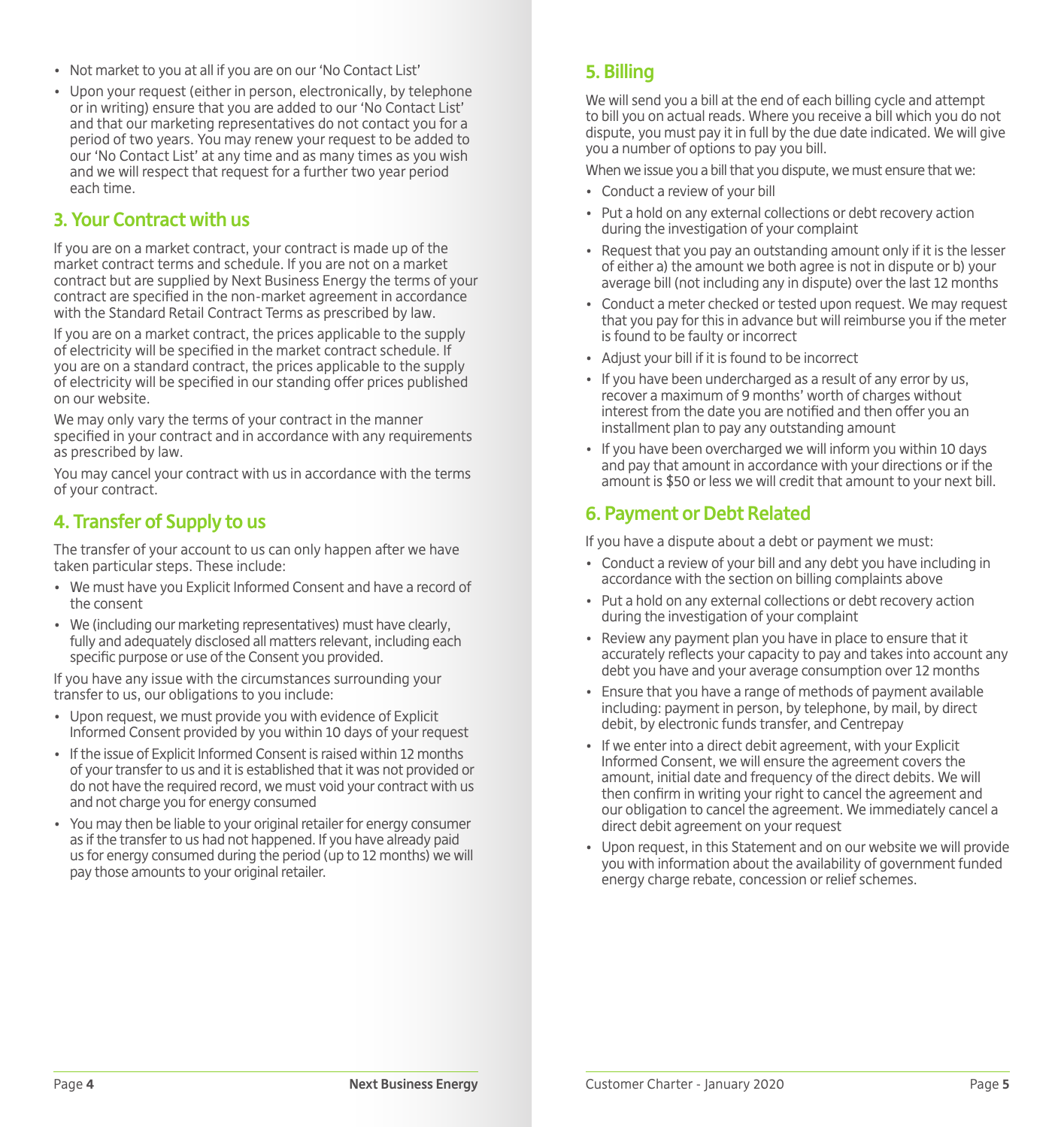- Not market to you at all if you are on our 'No Contact List'
- Upon your request (either in person, electronically, by telephone or in writing) ensure that you are added to our 'No Contact List' and that our marketing representatives do not contact you for a period of two years. You may renew your request to be added to our 'No Contact List' at any time and as many times as you wish and we will respect that request for a further two year period each time.

## 3. Your Contract with us

If you are on a market contract, your contract is made up of the market contract terms and schedule. If you are not on a market contract but are supplied by Next Business Energy the terms of your contract are specified in the non-market agreement in accordance with the Standard Retail Contract Terms as prescribed by law.

If you are on a market contract, the prices applicable to the supply of electricity will be specified in the market contract schedule. If you are on a standard contract, the prices applicable to the supply of electricity will be specified in our standing offer prices published on our website.

We may only vary the terms of your contract in the manner specified in your contract and in accordance with any requirements as prescribed by law.

You may cancel your contract with us in accordance with the terms of your contract.

## 4. Transfer of Supply to us

The transfer of your account to us can only happen after we have taken particular steps. These include:

- We must have you Explicit Informed Consent and have a record of the consent
- We (including our marketing representatives) must have clearly, fully and adequately disclosed all matters relevant, including each specific purpose or use of the Consent you provided.

If you have any issue with the circumstances surrounding your transfer to us, our obligations to you include:

- Upon request, we must provide you with evidence of Explicit Informed Consent provided by you within 10 days of your request
- If the issue of Explicit Informed Consent is raised within 12 months of your transfer to us and it is established that it was not provided or do not have the required record, we must void your contract with us and not charge you for energy consumed
- You may then be liable to your original retailer for energy consumer as if the transfer to us had not happened. If you have already paid us for energy consumed during the period (up to 12 months) we will pay those amounts to your original retailer.

## 5. Billing

We will send you a bill at the end of each billing cycle and attempt to bill you on actual reads. Where you receive a bill which you do not dispute, you must pay it in full by the due date indicated. We will give you a number of options to pay you bill.

When we issue you a bill that you dispute, we must ensure that we:

- Conduct a review of your bill
- Put a hold on any external collections or debt recovery action during the investigation of your complaint
- Request that you pay an outstanding amount only if it is the lesser of either a) the amount we both agree is not in dispute or b) your average bill (not including any in dispute) over the last 12 months
- Conduct a meter checked or tested upon request. We may request that you pay for this in advance but will reimburse you if the meter is found to be faulty or incorrect
- Adjust your bill if it is found to be incorrect
- If you have been undercharged as a result of any error by us, recover a maximum of 9 months' worth of charges without interest from the date you are notified and then offer you an installment plan to pay any outstanding amount
- If you have been overcharged we will inform you within 10 days and pay that amount in accordance with your directions or if the amount is $50 or less we will credit that amount to your next bill.

## 6. Payment or Debt Related

If you have a dispute about a debt or payment we must:

- Conduct a review of your bill and any debt you have including in accordance with the section on billing complaints above
- Put a hold on any external collections or debt recovery action during the investigation of your complaint
- Review any payment plan you have in place to ensure that it accurately reflects your capacity to pay and takes into account any debt you have and your average consumption over 12 months
- Ensure that you have a range of methods of payment available including: payment in person, by telephone, by mail, by direct debit, by electronic funds transfer, and Centrepay
- If we enter into a direct debit agreement, with your Explicit Informed Consent, we will ensure the agreement covers the amount, initial date and frequency of the direct debits. We will then confirm in writing your right to cancel the agreement and our obligation to cancel the agreement. We immediately cancel a direct debit agreement on your request
- Upon request, in this Statement and on our website we will provide you with information about the availability of government funded energy charge rebate, concession or relief schemes.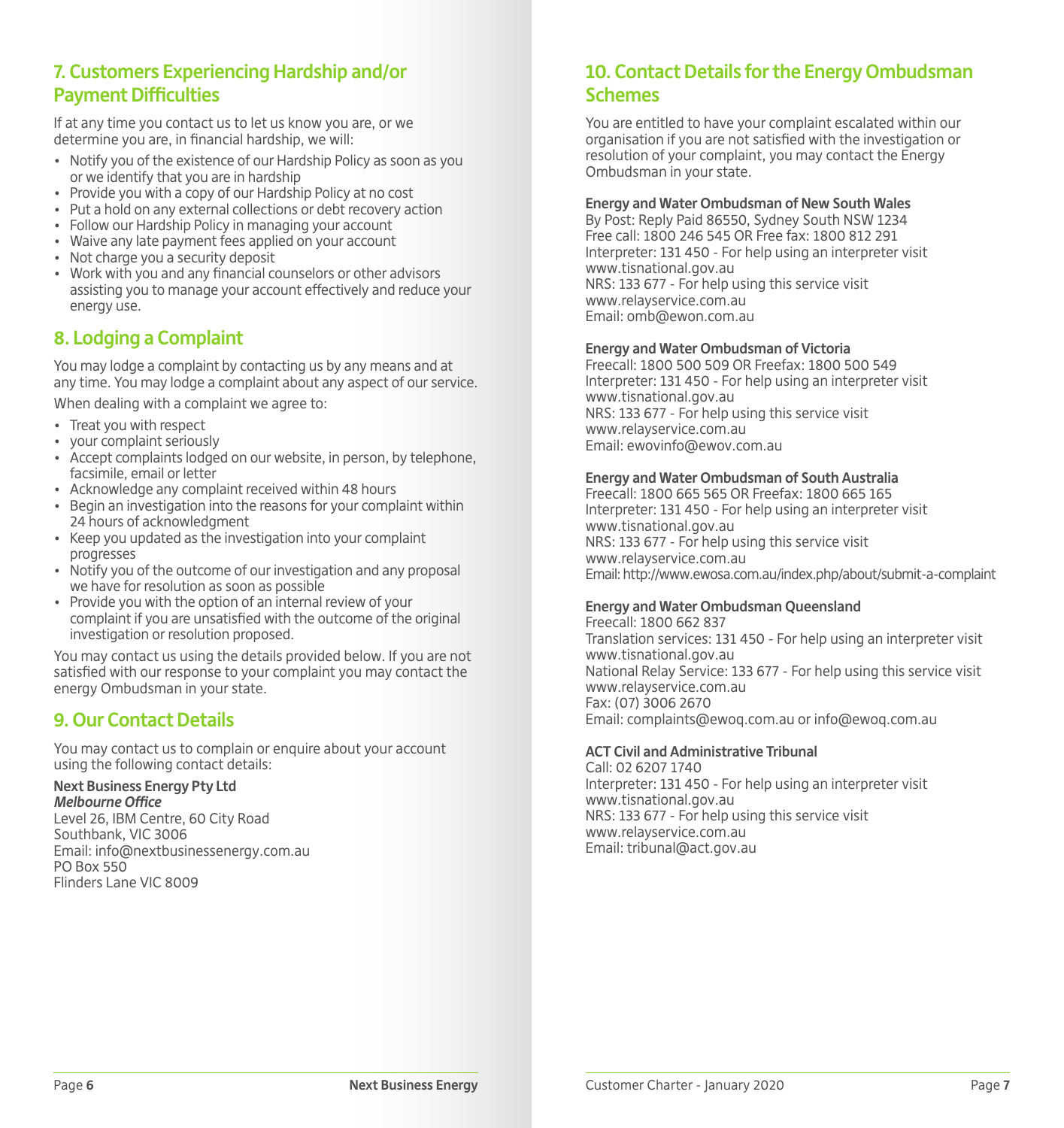## 7. Customers Experiencing Hardship and/or Payment Difficulties

If at any time you contact us to let us know you are, or we determine you are, in financial hardship, we will:

- Notify you of the existence of our Hardship Policy as soon as you or we identify that you are in hardship
- Provide you with a copy of our Hardship Policy at no cost
- Put a hold on any external collections or debt recovery action
- Follow our Hardship Policy in managing your account
- Waive any late payment fees applied on your account
- Not charge you a security deposit
- Work with you and any financial counselors or other advisors assisting you to manage your account effectively and reduce your energy use.

## 8. Lodging a Complaint

You may lodge a complaint by contacting us by any means and at any time. You may lodge a complaint about any aspect of our service.

When dealing with a complaint we agree to:

- Treat you with respect
- your complaint seriously
- Accept complaints lodged on our website, in person, by telephone, facsimile, email or letter
- Acknowledge any complaint received within 48 hours
- Begin an investigation into the reasons for your complaint within 24 hours of acknowledgment
- Keep you updated as the investigation into your complaint progresses
- Notify you of the outcome of our investigation and any proposal we have for resolution as soon as possible
- Provide you with the option of an internal review of your complaint if you are unsatisfied with the outcome of the original investigation or resolution proposed.

You may contact us using the details provided below. If you are not satisfied with our response to your complaint you may contact the energy Ombudsman in your state.

## 9. Our Contact Details

You may contact us to complain or enquire about your account using the following contact details:

**Next Business Energy Pty Ltd**
***Melbourne Office***
Level 26, IBM Centre, 60 City Road
Southbank, VIC 3006
Email: info@nextbusinessenergy.com.au
PO Box 550
Flinders Lane VIC 8009

## 10. Contact Details for the Energy Ombudsman Schemes

You are entitled to have your complaint escalated within our organisation if you are not satisfied with the investigation or resolution of your complaint, you may contact the Energy Ombudsman in your state.

**Energy and Water Ombudsman of New South Wales**
By Post: Reply Paid 86550, Sydney South NSW 1234
Free call: 1800 246 545 OR Free fax: 1800 812 291
Interpreter: 131 450 - For help using an interpreter visit www.tisnational.gov.au
NRS: 133 677 - For help using this service visit www.relayservice.com.au
Email: omb@ewon.com.au

**Energy and Water Ombudsman of Victoria**
Freecall: 1800 500 509 OR Freefax: 1800 500 549
Interpreter: 131 450 - For help using an interpreter visit www.tisnational.gov.au
NRS: 133 677 - For help using this service visit www.relayservice.com.au
Email: ewovinfo@ewov.com.au

**Energy and Water Ombudsman of South Australia**
Freecall: 1800 665 565 OR Freefax: 1800 665 165
Interpreter: 131 450 - For help using an interpreter visit www.tisnational.gov.au
NRS: 133 677 - For help using this service visit www.relayservice.com.au
Email: http://www.ewosa.com.au/index.php/about/submit-a-complaint

**Energy and Water Ombudsman Queensland**
Freecall: 1800 662 837
Translation services: 131 450 - For help using an interpreter visit www.tisnational.gov.au
National Relay Service: 133 677 - For help using this service visit www.relayservice.com.au
Fax: (07) 3006 2670
Email: complaints@ewoq.com.au or info@ewoq.com.au

**ACT Civil and Administrative Tribunal**
Call: 02 6207 1740
Interpreter: 131 450 - For help using an interpreter visit www.tisnational.gov.au
NRS: 133 677 - For help using this service visit www.relayservice.com.au
Email: tribunal@act.gov.au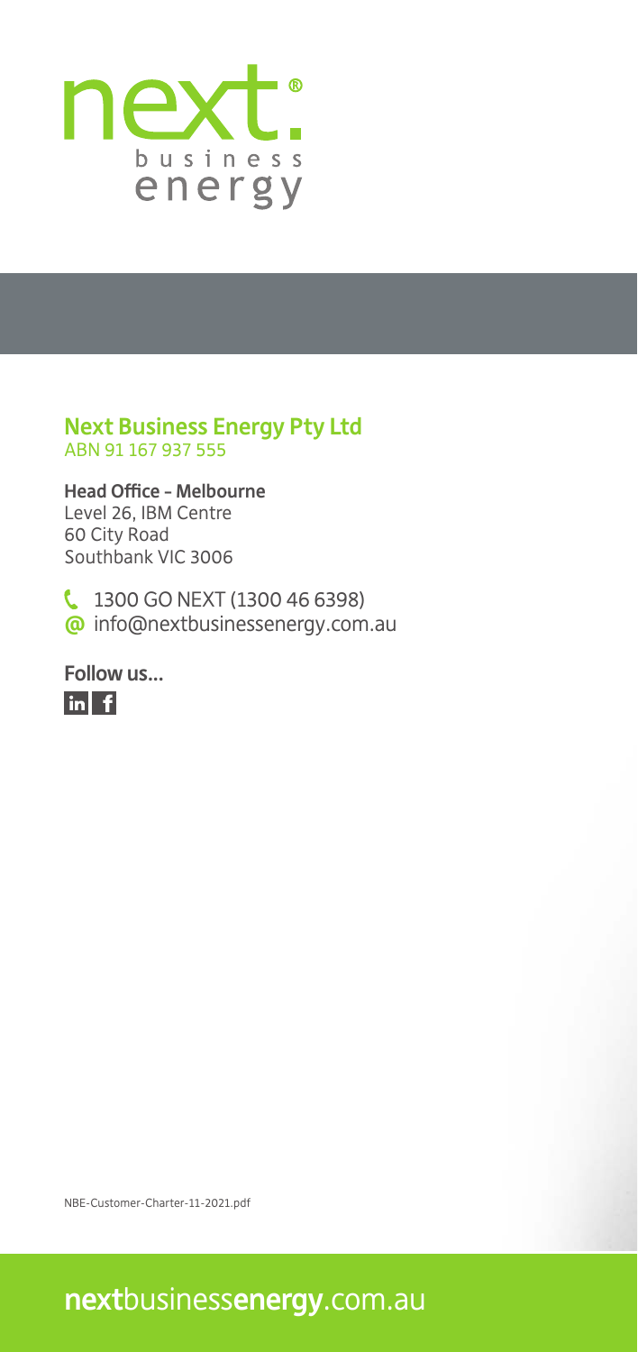next® business energy

**Next Business Energy Pty Ltd**
ABN 91 167 937 555

**Head Office – Melbourne**
Level 26, IBM Centre
60 City Road
Southbank VIC 3006

1300 GO NEXT (1300 46 6398)
@ info@nextbusinessenergy.com.au

**Follow us...**

NBE-Customer-Charter-11-2021.pdf

**next**business**energy**.com.au